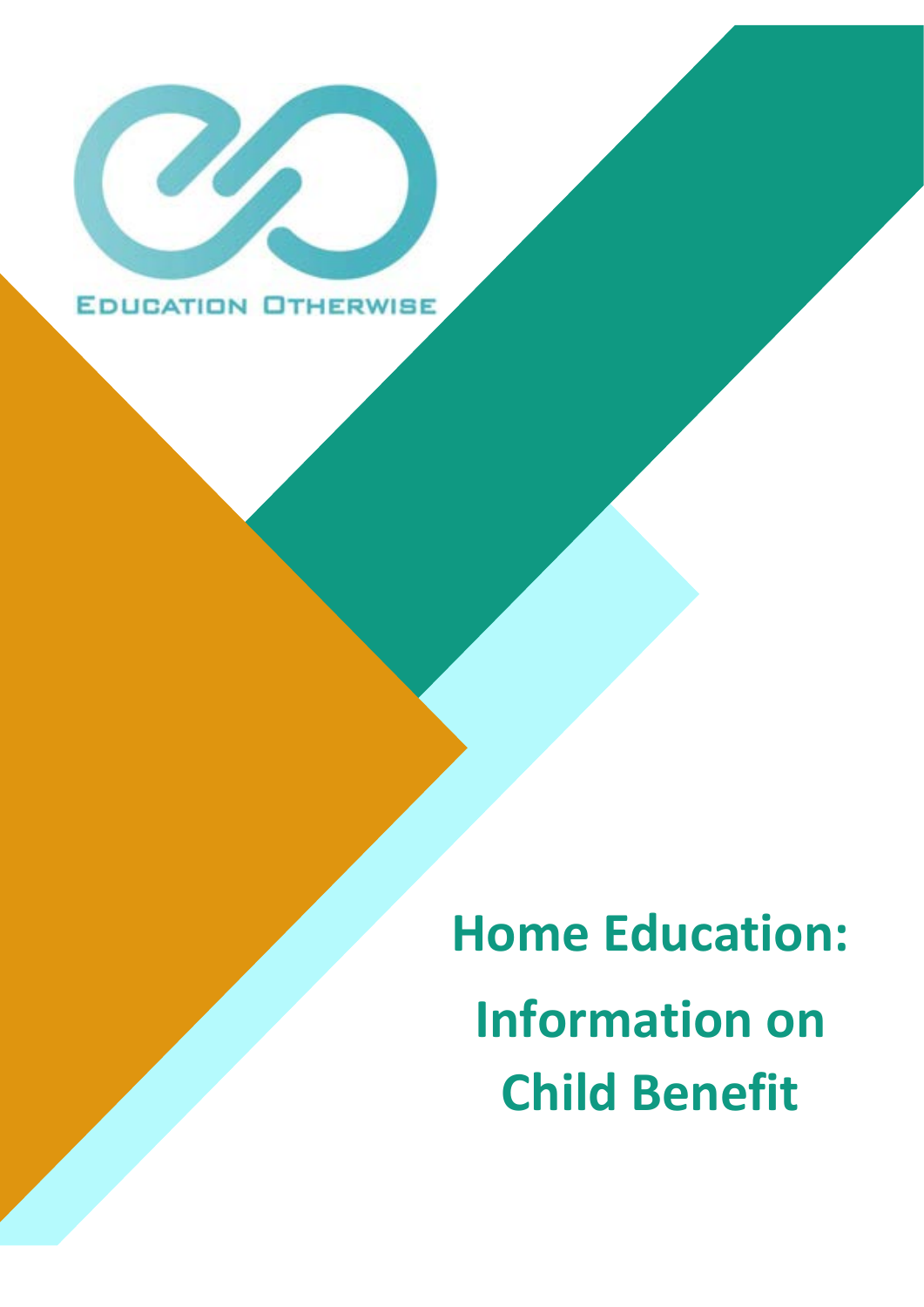EDUCATION OTHERWISE

# Home Education: Information on Child Benefit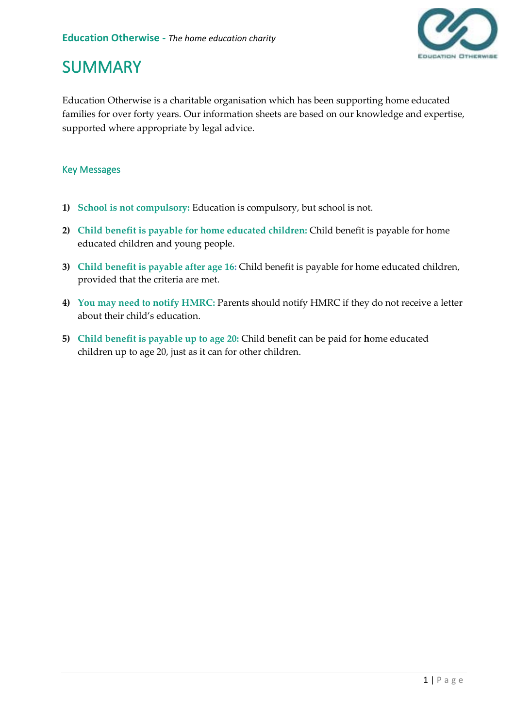# SUMMARY

Education Otherwise is a charitable organisation which has been supporting home educated families for over forty years. Our information sheets are based on our knowledge and expertise, supported where appropriate by legal advice.

## Key Messages

1) **School is not compulsory:** Education is compulsory, but school is not.

2) **Child benefit is payable for home educated children:** Child benefit is payable for home educated children and young people.

3) **Child benefit is payable after age 16:** Child benefit is payable for home educated children, provided that the criteria are met.

4) **You may need to notify HMRC:** Parents should notify HMRC if they do not receive a letter about their child's education.

5) **Child benefit is payable up to age 20:** Child benefit can be paid for home educated children up to age 20, just as it can for other children.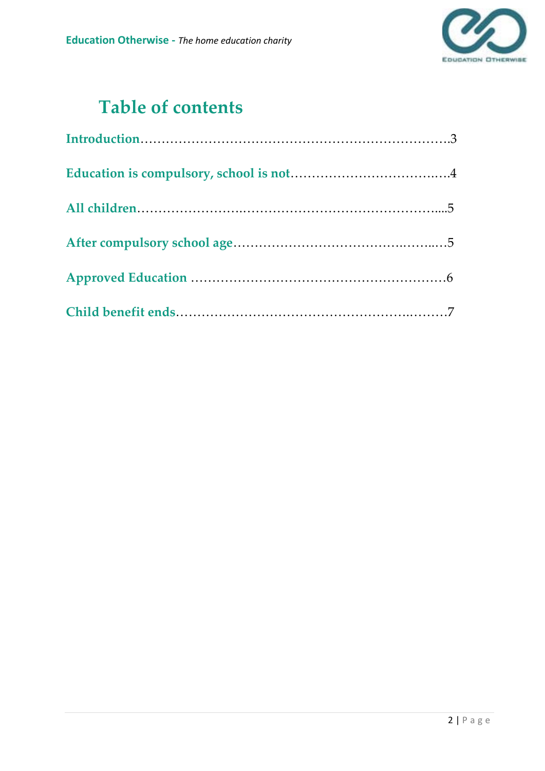# Table of contents

Introduction……………………………………………………………….3

Education is compulsory, school is not……………………………….…4

All children……………………….……………………………………....5

After compulsory school age…………………………….……..…5

Approved Education ……………………………………………………6

Child benefit ends………………………………………….………7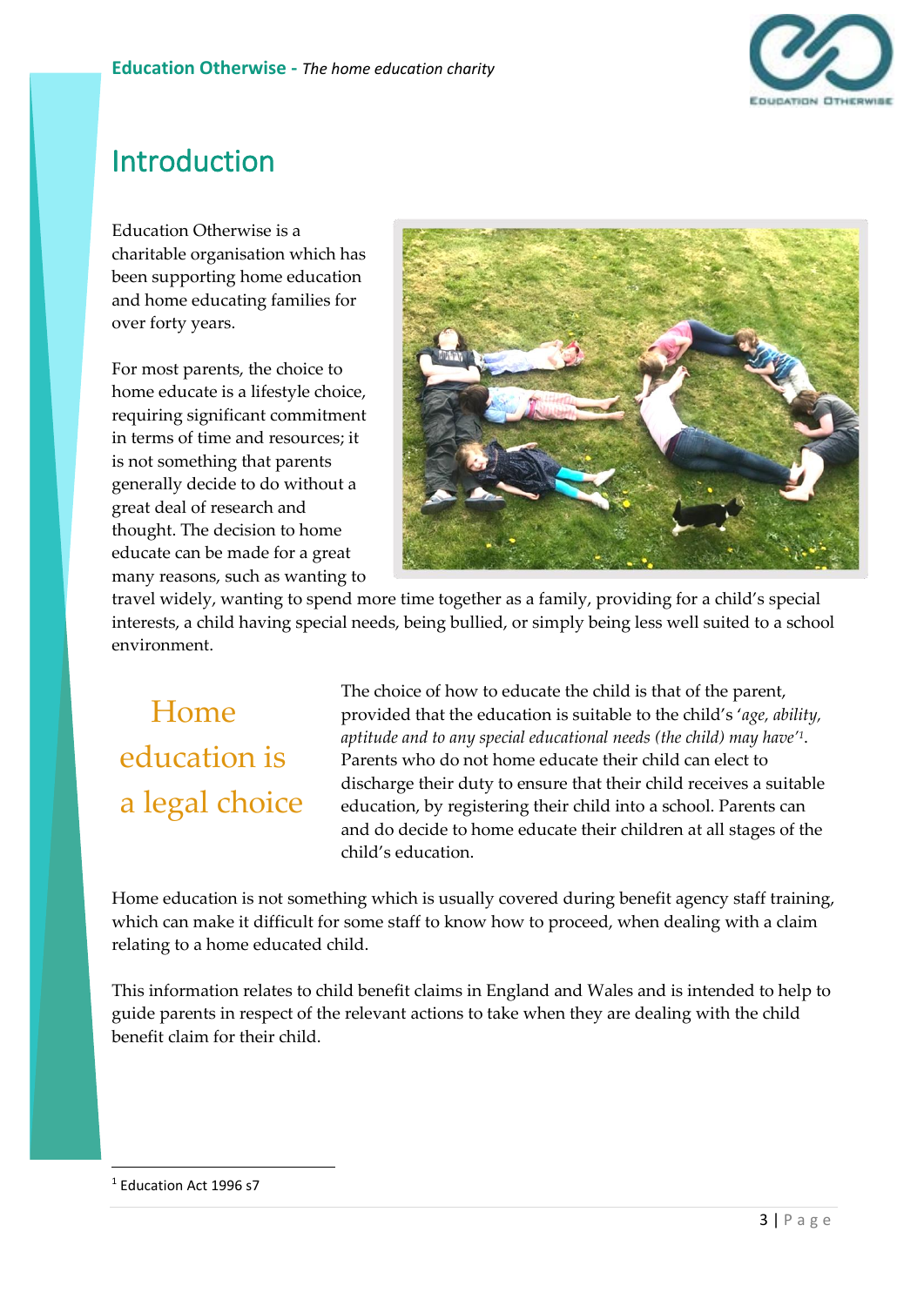# Introduction

Education Otherwise is a charitable organisation which has been supporting home education and home educating families for over forty years.

For most parents, the choice to home educate is a lifestyle choice, requiring significant commitment in terms of time and resources; it is not something that parents generally decide to do without a great deal of research and thought. The decision to home educate can be made for a great many reasons, such as wanting to travel widely, wanting to spend more time together as a family, providing for a child's special interests, a child having special needs, being bullied, or simply being less well suited to a school environment.

Home education is a legal choice

The choice of how to educate the child is that of the parent, provided that the education is suitable to the child's '*age, ability, aptitude and to any special educational needs (the child) may have*'[1]. Parents who do not home educate their child can elect to discharge their duty to ensure that their child receives a suitable education, by registering their child into a school. Parents can and do decide to home educate their children at all stages of the child's education.

Home education is not something which is usually covered during benefit agency staff training, which can make it difficult for some staff to know how to proceed, when dealing with a claim relating to a home educated child.

This information relates to child benefit claims in England and Wales and is intended to help to guide parents in respect of the relevant actions to take when they are dealing with the child benefit claim for their child.

[1] Education Act 1996 s7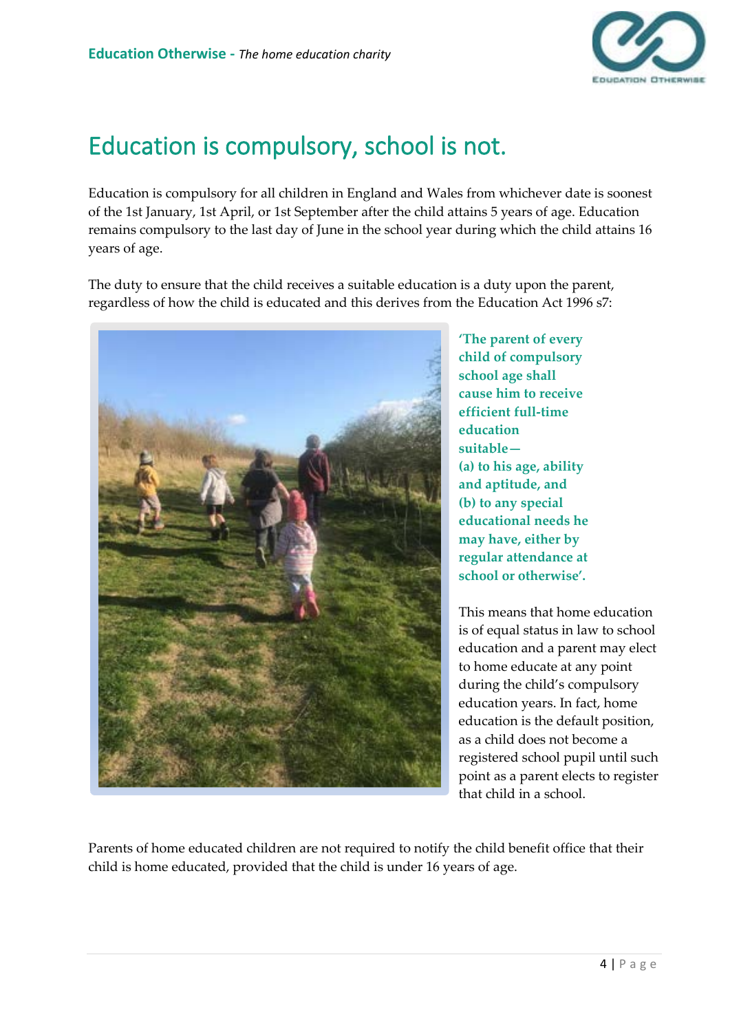# Education is compulsory, school is not.

Education is compulsory for all children in England and Wales from whichever date is soonest of the 1st January, 1st April, or 1st September after the child attains 5 years of age. Education remains compulsory to the last day of June in the school year during which the child attains 16 years of age.

The duty to ensure that the child receives a suitable education is a duty upon the parent, regardless of how the child is educated and this derives from the Education Act 1996 s7:

> **'The parent of every child of compulsory school age shall cause him to receive efficient full-time education suitable—**
> **(a) to his age, ability and aptitude, and**
> **(b) to any special educational needs he may have, either by regular attendance at school or otherwise'.**

This means that home education is of equal status in law to school education and a parent may elect to home educate at any point during the child's compulsory education years. In fact, home education is the default position, as a child does not become a registered school pupil until such point as a parent elects to register that child in a school.

Parents of home educated children are not required to notify the child benefit office that their child is home educated, provided that the child is under 16 years of age.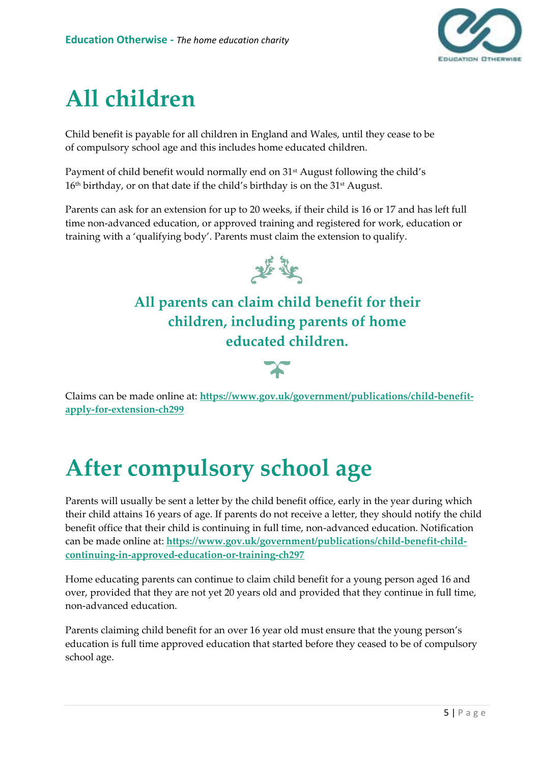# All children

Child benefit is payable for all children in England and Wales, until they cease to be of compulsory school age and this includes home educated children.

Payment of child benefit would normally end on 31st August following the child's 16th birthday, or on that date if the child's birthday is on the 31st August.

Parents can ask for an extension for up to 20 weeks, if their child is 16 or 17 and has left full time non-advanced education, or approved training and registered for work, education or training with a 'qualifying body'. Parents must claim the extension to qualify.

**All parents can claim child benefit for their children, including parents of home educated children.**

Claims can be made online at: **https://www.gov.uk/government/publications/child-benefit-apply-for-extension-ch299**

# After compulsory school age

Parents will usually be sent a letter by the child benefit office, early in the year during which their child attains 16 years of age. If parents do not receive a letter, they should notify the child benefit office that their child is continuing in full time, non-advanced education. Notification can be made online at: **https://www.gov.uk/government/publications/child-benefit-child-continuing-in-approved-education-or-training-ch297**

Home educating parents can continue to claim child benefit for a young person aged 16 and over, provided that they are not yet 20 years old and provided that they continue in full time, non-advanced education.

Parents claiming child benefit for an over 16 year old must ensure that the young person's education is full time approved education that started before they ceased to be of compulsory school age.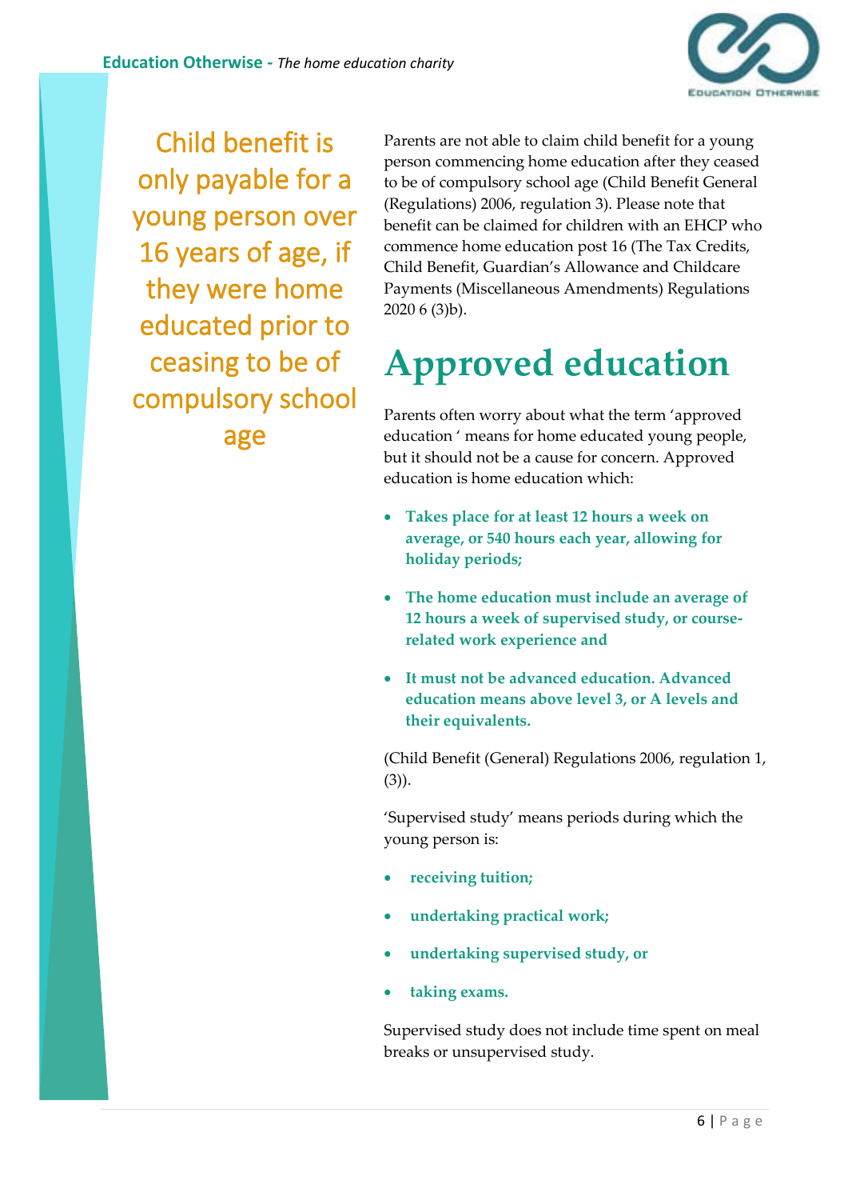Child benefit is only payable for a young person over 16 years of age, if they were home educated prior to ceasing to be of compulsory school age

Parents are not able to claim child benefit for a young person commencing home education after they ceased to be of compulsory school age (Child Benefit General (Regulations) 2006, regulation 3). Please note that benefit can be claimed for children with an EHCP who commence home education post 16 (The Tax Credits, Child Benefit, Guardian's Allowance and Childcare Payments (Miscellaneous Amendments) Regulations 2020 6 (3)b).

# Approved education

Parents often worry about what the term 'approved education ' means for home educated young people, but it should not be a cause for concern. Approved education is home education which:

- **Takes place for at least 12 hours a week on average, or 540 hours each year, allowing for holiday periods;**
- **The home education must include an average of 12 hours a week of supervised study, or course-related work experience and**
- **It must not be advanced education. Advanced education means above level 3, or A levels and their equivalents.**

(Child Benefit (General) Regulations 2006, regulation 1, (3)).

'Supervised study' means periods during which the young person is:

- **receiving tuition;**
- **undertaking practical work;**
- **undertaking supervised study, or**
- **taking exams.**

Supervised study does not include time spent on meal breaks or unsupervised study.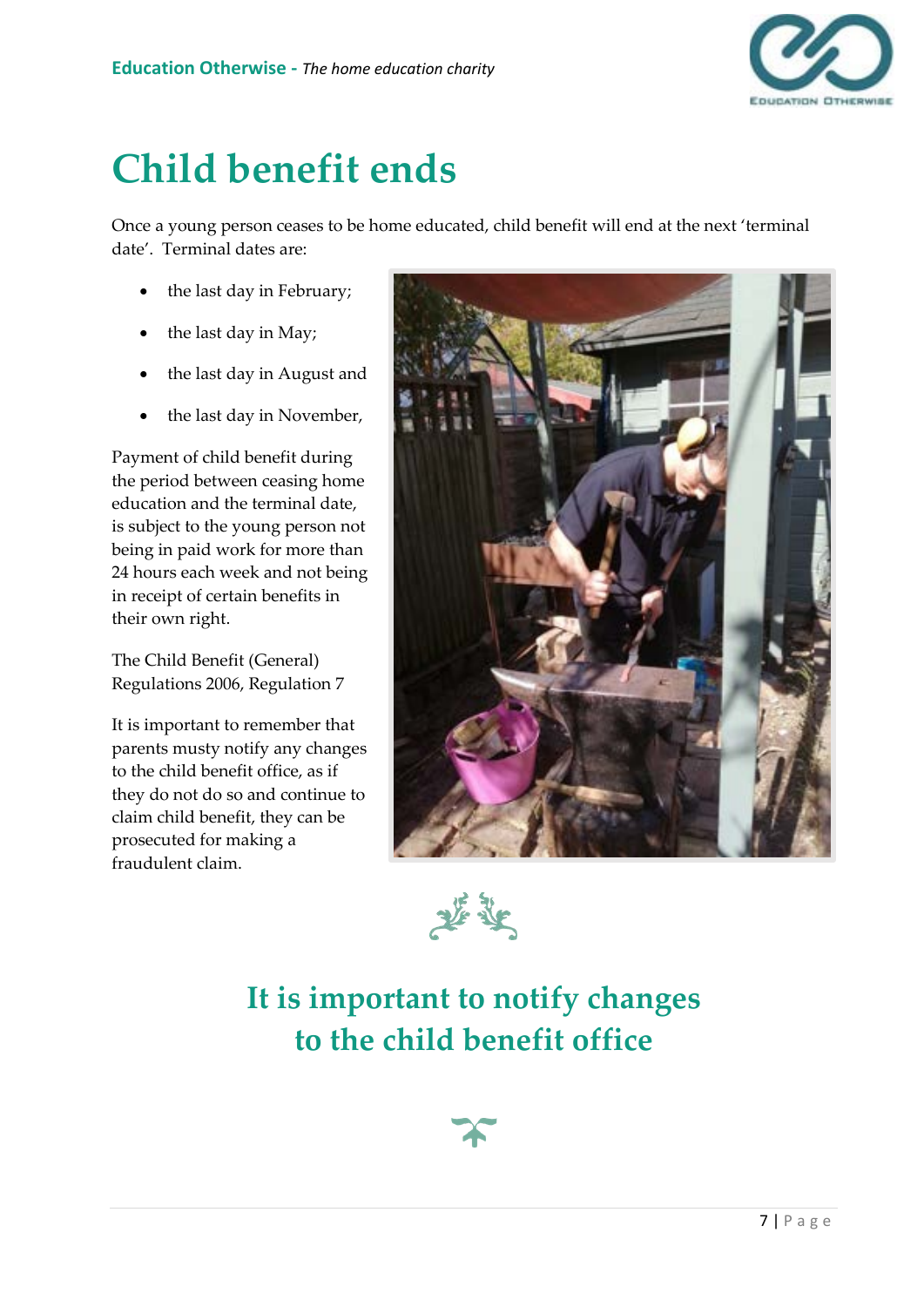# Child benefit ends

Once a young person ceases to be home educated, child benefit will end at the next 'terminal date'. Terminal dates are:

- the last day in February;
- the last day in May;
- the last day in August and
- the last day in November,

Payment of child benefit during the period between ceasing home education and the terminal date, is subject to the young person not being in paid work for more than 24 hours each week and not being in receipt of certain benefits in their own right.

The Child Benefit (General) Regulations 2006, Regulation 7

It is important to remember that parents musty notify any changes to the child benefit office, as if they do not do so and continue to claim child benefit, they can be prosecuted for making a fraudulent claim.

## It is important to notify changes to the child benefit office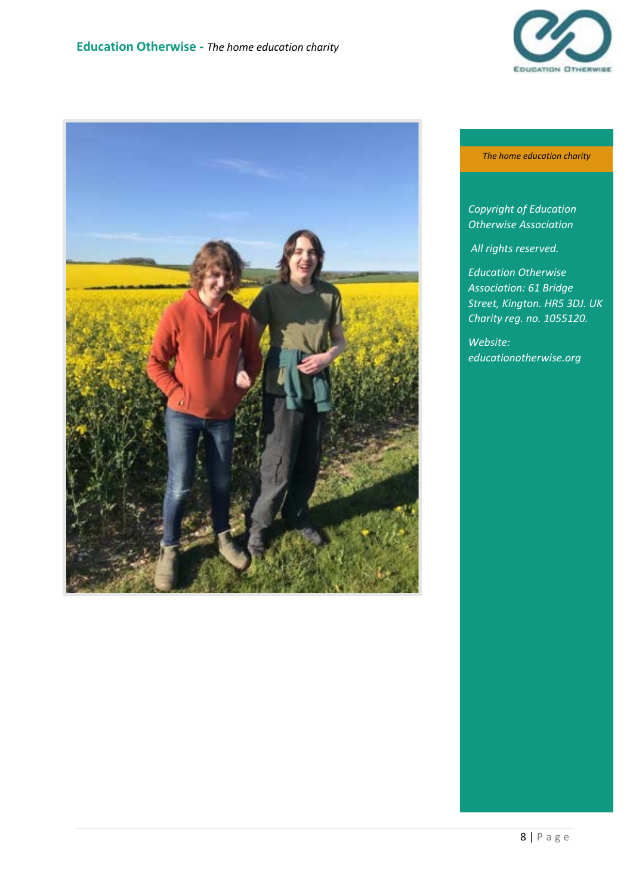*The home education charity*

*Copyright of Education Otherwise Association*

*All rights reserved.*

*Education Otherwise Association: 61 Bridge Street, Kington. HR5 3DJ. UK Charity reg. no. 1055120.*

*Website: educationotherwise.org*